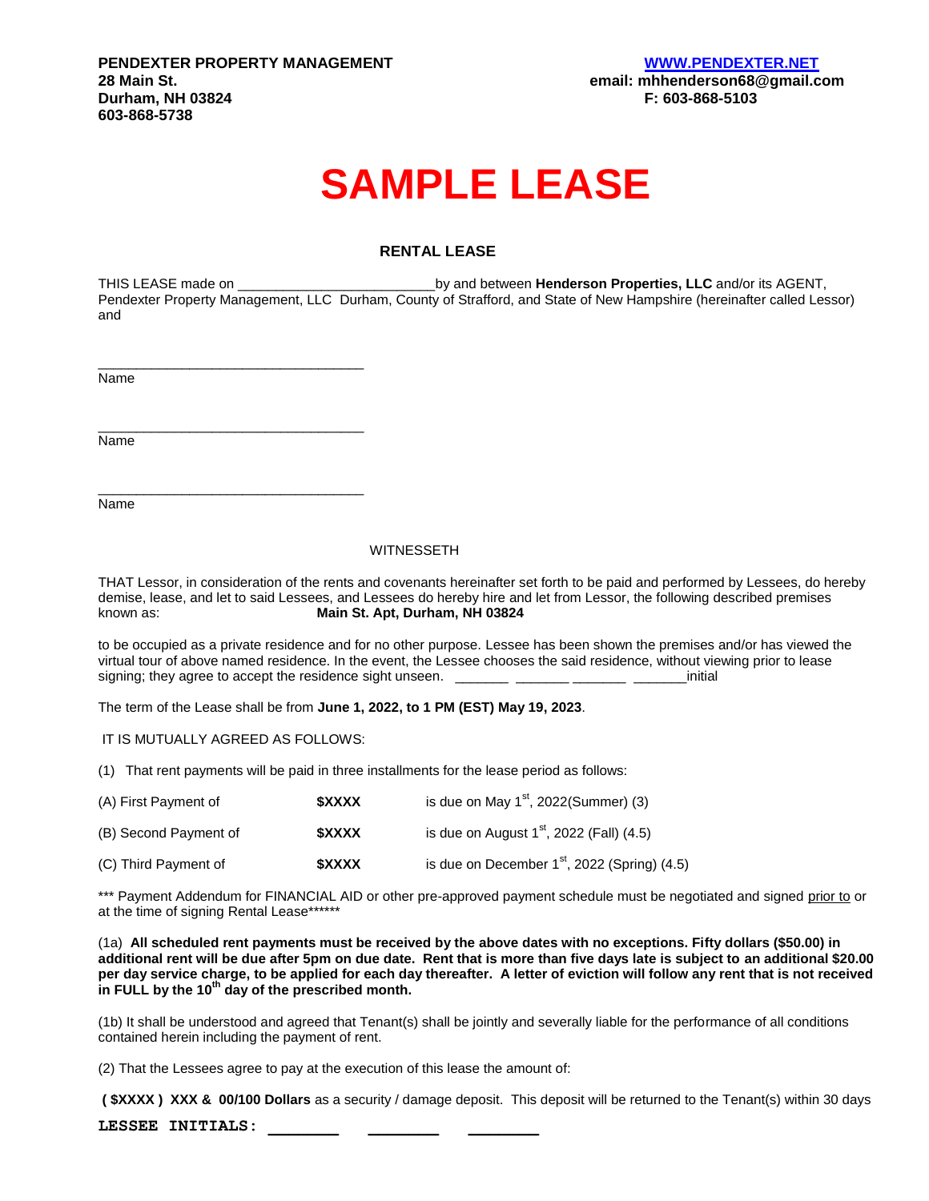**PENDEXTER PROPERTY MANAGEMENT**
**28 Main St.**
**Durham, NH 03824**
**603-868-5738**

**WWW.PENDEXTER.NET**
**email: mhhenderson68@gmail.com**
**F: 603-868-5103**

# SAMPLE LEASE

## RENTAL LEASE

THIS LEASE made on _________________________by and between **Henderson Properties, LLC** and/or its AGENT, Pendexter Property Management, LLC Durham, County of Strafford, and State of New Hampshire (hereinafter called Lessor) and

___________________________________
Name

___________________________________
Name

___________________________________
Name

WITNESSETH

THAT Lessor, in consideration of the rents and covenants hereinafter set forth to be paid and performed by Lessees, do hereby demise, lease, and let to said Lessees, and Lessees do hereby hire and let from Lessor, the following described premises known as: **Main St. Apt, Durham, NH 03824**

to be occupied as a private residence and for no other purpose. Lessee has been shown the premises and/or has viewed the virtual tour of above named residence. In the event, the Lessee chooses the said residence, without viewing prior to lease signing; they agree to accept the residence sight unseen. _______ _______ _______ _______initial

The term of the Lease shall be from **June 1, 2022, to 1 PM (EST) May 19, 2023**.

IT IS MUTUALLY AGREED AS FOLLOWS:

(1) That rent payments will be paid in three installments for the lease period as follows:

| | | |
|---|---|---|
| (A) First Payment of | **$XXXX** | is due on May 1st, 2022(Summer) (3) |
| (B) Second Payment of | **$XXXX** | is due on August 1st, 2022 (Fall) (4.5) |
| (C) Third Payment of | **$XXXX** | is due on December 1st, 2022 (Spring) (4.5) |

*** Payment Addendum for FINANCIAL AID or other pre-approved payment schedule must be negotiated and signed prior to or at the time of signing Rental Lease******

(1a) **All scheduled rent payments must be received by the above dates with no exceptions. Fifty dollars ($50.00) in additional rent will be due after 5pm on due date. Rent that is more than five days late is subject to an additional $20.00 per day service charge, to be applied for each day thereafter. A letter of eviction will follow any rent that is not received in FULL by the 10th day of the prescribed month.**

(1b) It shall be understood and agreed that Tenant(s) shall be jointly and severally liable for the performance of all conditions contained herein including the payment of rent.

(2) That the Lessees agree to pay at the execution of this lease the amount of:

**( $XXXX ) XXX & 00/100 Dollars** as a security / damage deposit. This deposit will be returned to the Tenant(s) within 30 days

**LESSEE INITIALS: _______ _______ _______**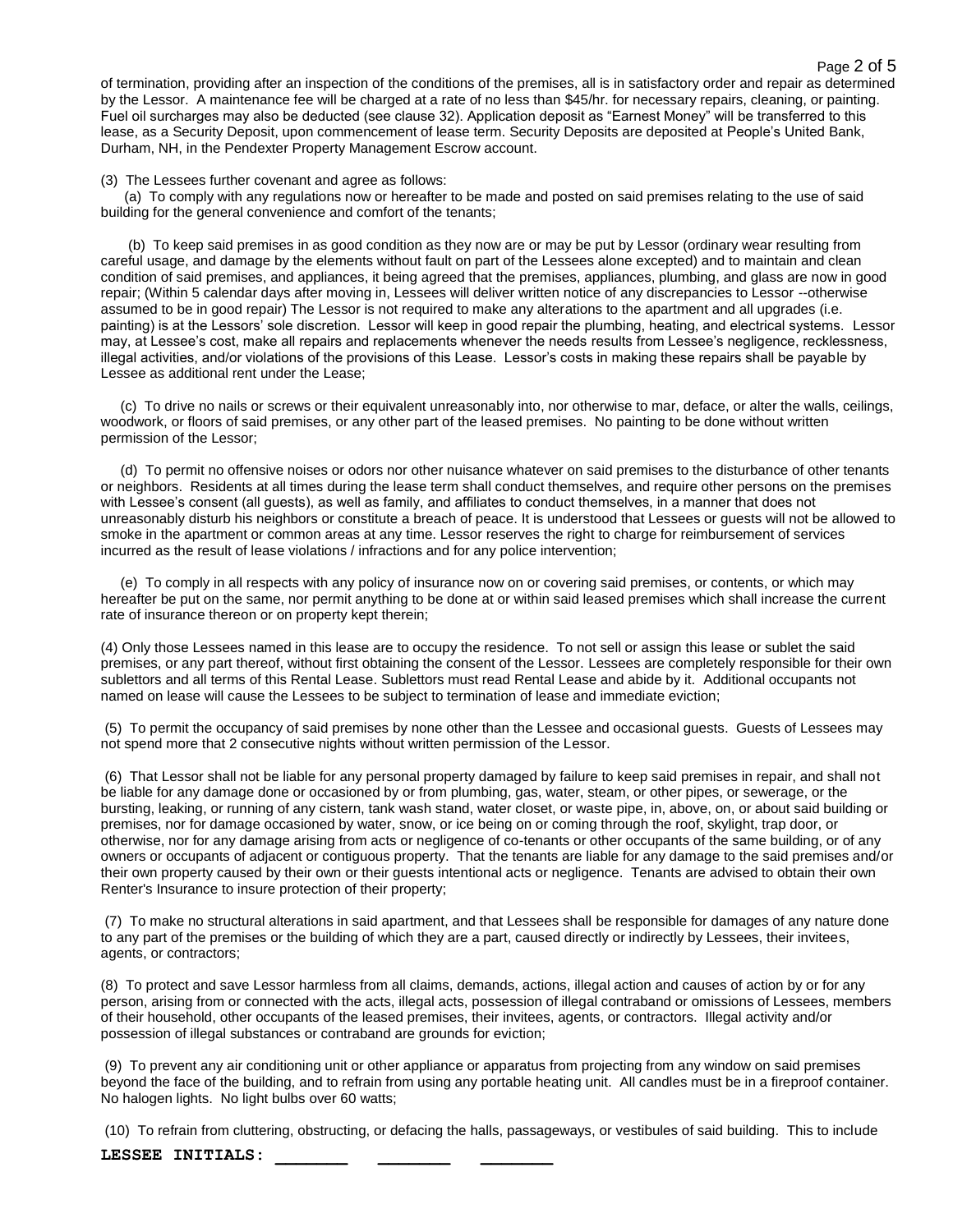of termination, providing after an inspection of the conditions of the premises, all is in satisfactory order and repair as determined by the Lessor. A maintenance fee will be charged at a rate of no less than $45/hr. for necessary repairs, cleaning, or painting. Fuel oil surcharges may also be deducted (see clause 32). Application deposit as "Earnest Money" will be transferred to this lease, as a Security Deposit, upon commencement of lease term. Security Deposits are deposited at People's United Bank, Durham, NH, in the Pendexter Property Management Escrow account.

(3) The Lessees further covenant and agree as follows:

(a) To comply with any regulations now or hereafter to be made and posted on said premises relating to the use of said building for the general convenience and comfort of the tenants;

(b) To keep said premises in as good condition as they now are or may be put by Lessor (ordinary wear resulting from careful usage, and damage by the elements without fault on part of the Lessees alone excepted) and to maintain and clean condition of said premises, and appliances, it being agreed that the premises, appliances, plumbing, and glass are now in good repair; (Within 5 calendar days after moving in, Lessees will deliver written notice of any discrepancies to Lessor --otherwise assumed to be in good repair) The Lessor is not required to make any alterations to the apartment and all upgrades (i.e. painting) is at the Lessors' sole discretion. Lessor will keep in good repair the plumbing, heating, and electrical systems. Lessor may, at Lessee's cost, make all repairs and replacements whenever the needs results from Lessee's negligence, recklessness, illegal activities, and/or violations of the provisions of this Lease. Lessor's costs in making these repairs shall be payable by Lessee as additional rent under the Lease;

(c) To drive no nails or screws or their equivalent unreasonably into, nor otherwise to mar, deface, or alter the walls, ceilings, woodwork, or floors of said premises, or any other part of the leased premises. No painting to be done without written permission of the Lessor;

(d) To permit no offensive noises or odors nor other nuisance whatever on said premises to the disturbance of other tenants or neighbors. Residents at all times during the lease term shall conduct themselves, and require other persons on the premises with Lessee's consent (all guests), as well as family, and affiliates to conduct themselves, in a manner that does not unreasonably disturb his neighbors or constitute a breach of peace. It is understood that Lessees or guests will not be allowed to smoke in the apartment or common areas at any time. Lessor reserves the right to charge for reimbursement of services incurred as the result of lease violations / infractions and for any police intervention;

(e) To comply in all respects with any policy of insurance now on or covering said premises, or contents, or which may hereafter be put on the same, nor permit anything to be done at or within said leased premises which shall increase the current rate of insurance thereon or on property kept therein;

(4) Only those Lessees named in this lease are to occupy the residence. To not sell or assign this lease or sublet the said premises, or any part thereof, without first obtaining the consent of the Lessor. Lessees are completely responsible for their own sublettors and all terms of this Rental Lease. Sublettors must read Rental Lease and abide by it. Additional occupants not named on lease will cause the Lessees to be subject to termination of lease and immediate eviction;

(5) To permit the occupancy of said premises by none other than the Lessee and occasional guests. Guests of Lessees may not spend more that 2 consecutive nights without written permission of the Lessor.

(6) That Lessor shall not be liable for any personal property damaged by failure to keep said premises in repair, and shall not be liable for any damage done or occasioned by or from plumbing, gas, water, steam, or other pipes, or sewerage, or the bursting, leaking, or running of any cistern, tank wash stand, water closet, or waste pipe, in, above, on, or about said building or premises, nor for damage occasioned by water, snow, or ice being on or coming through the roof, skylight, trap door, or otherwise, nor for any damage arising from acts or negligence of co-tenants or other occupants of the same building, or of any owners or occupants of adjacent or contiguous property. That the tenants are liable for any damage to the said premises and/or their own property caused by their own or their guests intentional acts or negligence. Tenants are advised to obtain their own Renter's Insurance to insure protection of their property;

(7) To make no structural alterations in said apartment, and that Lessees shall be responsible for damages of any nature done to any part of the premises or the building of which they are a part, caused directly or indirectly by Lessees, their invitees, agents, or contractors;

(8) To protect and save Lessor harmless from all claims, demands, actions, illegal action and causes of action by or for any person, arising from or connected with the acts, illegal acts, possession of illegal contraband or omissions of Lessees, members of their household, other occupants of the leased premises, their invitees, agents, or contractors. Illegal activity and/or possession of illegal substances or contraband are grounds for eviction;

(9) To prevent any air conditioning unit or other appliance or apparatus from projecting from any window on said premises beyond the face of the building, and to refrain from using any portable heating unit. All candles must be in a fireproof container. No halogen lights. No light bulbs over 60 watts;

(10) To refrain from cluttering, obstructing, or defacing the halls, passageways, or vestibules of said building. This to include

**LESSEE INITIALS: _______ _______ _______**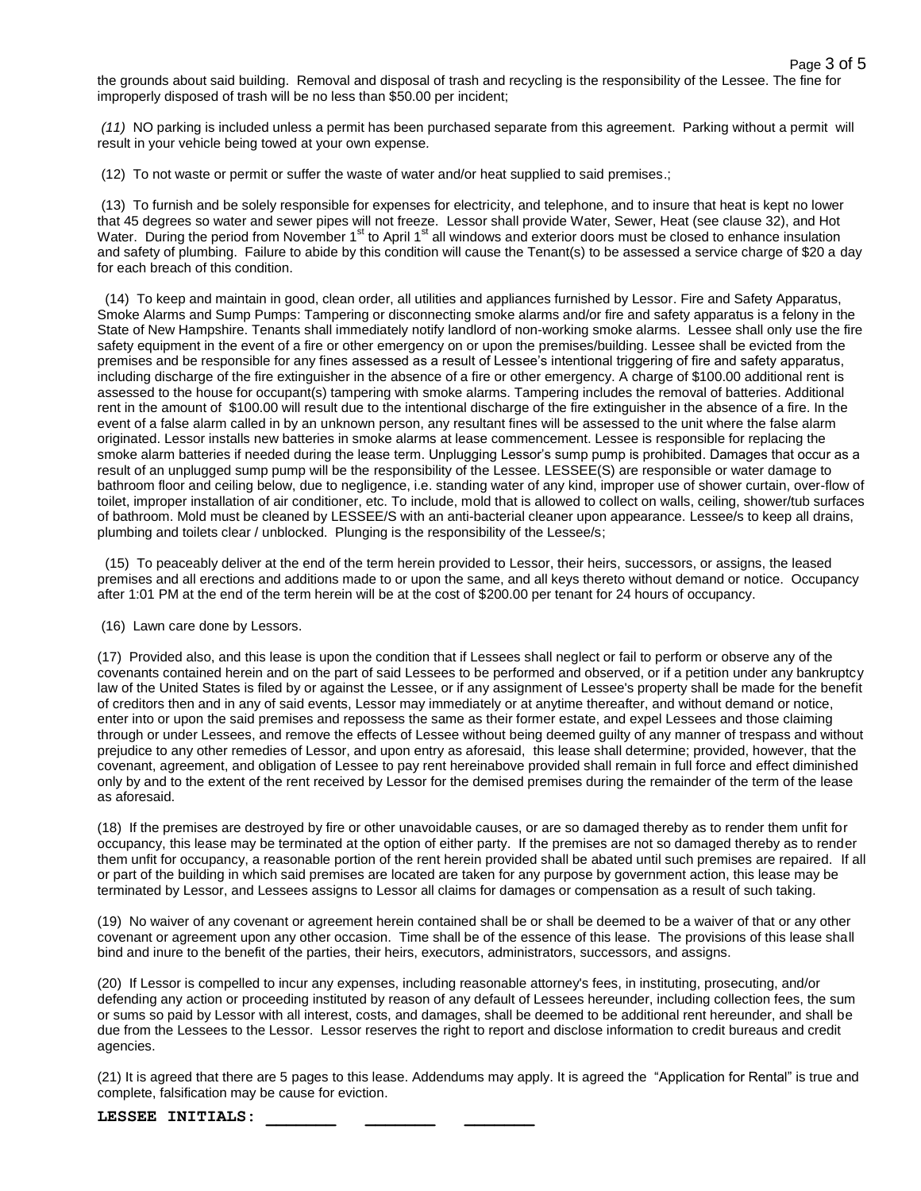the grounds about said building. Removal and disposal of trash and recycling is the responsibility of the Lessee. The fine for improperly disposed of trash will be no less than $50.00 per incident;

*(11)* NO parking is included unless a permit has been purchased separate from this agreement. Parking without a permit will result in your vehicle being towed at your own expense.

(12) To not waste or permit or suffer the waste of water and/or heat supplied to said premises.;

(13) To furnish and be solely responsible for expenses for electricity, and telephone, and to insure that heat is kept no lower that 45 degrees so water and sewer pipes will not freeze. Lessor shall provide Water, Sewer, Heat (see clause 32), and Hot Water. During the period from November 1st to April 1st all windows and exterior doors must be closed to enhance insulation and safety of plumbing. Failure to abide by this condition will cause the Tenant(s) to be assessed a service charge of $20 a day for each breach of this condition.

(14) To keep and maintain in good, clean order, all utilities and appliances furnished by Lessor. Fire and Safety Apparatus, Smoke Alarms and Sump Pumps: Tampering or disconnecting smoke alarms and/or fire and safety apparatus is a felony in the State of New Hampshire. Tenants shall immediately notify landlord of non-working smoke alarms. Lessee shall only use the fire safety equipment in the event of a fire or other emergency on or upon the premises/building. Lessee shall be evicted from the premises and be responsible for any fines assessed as a result of Lessee's intentional triggering of fire and safety apparatus, including discharge of the fire extinguisher in the absence of a fire or other emergency. A charge of $100.00 additional rent is assessed to the house for occupant(s) tampering with smoke alarms. Tampering includes the removal of batteries. Additional rent in the amount of $100.00 will result due to the intentional discharge of the fire extinguisher in the absence of a fire. In the event of a false alarm called in by an unknown person, any resultant fines will be assessed to the unit where the false alarm originated. Lessor installs new batteries in smoke alarms at lease commencement. Lessee is responsible for replacing the smoke alarm batteries if needed during the lease term. Unplugging Lessor's sump pump is prohibited. Damages that occur as a result of an unplugged sump pump will be the responsibility of the Lessee. LESSEE(S) are responsible or water damage to bathroom floor and ceiling below, due to negligence, i.e. standing water of any kind, improper use of shower curtain, over-flow of toilet, improper installation of air conditioner, etc. To include, mold that is allowed to collect on walls, ceiling, shower/tub surfaces of bathroom. Mold must be cleaned by LESSEE/S with an anti-bacterial cleaner upon appearance. Lessee/s to keep all drains, plumbing and toilets clear / unblocked. Plunging is the responsibility of the Lessee/s;

(15) To peaceably deliver at the end of the term herein provided to Lessor, their heirs, successors, or assigns, the leased premises and all erections and additions made to or upon the same, and all keys thereto without demand or notice. Occupancy after 1:01 PM at the end of the term herein will be at the cost of $200.00 per tenant for 24 hours of occupancy.

(16) Lawn care done by Lessors.

(17) Provided also, and this lease is upon the condition that if Lessees shall neglect or fail to perform or observe any of the covenants contained herein and on the part of said Lessees to be performed and observed, or if a petition under any bankruptcy law of the United States is filed by or against the Lessee, or if any assignment of Lessee's property shall be made for the benefit of creditors then and in any of said events, Lessor may immediately or at anytime thereafter, and without demand or notice, enter into or upon the said premises and repossess the same as their former estate, and expel Lessees and those claiming through or under Lessees, and remove the effects of Lessee without being deemed guilty of any manner of trespass and without prejudice to any other remedies of Lessor, and upon entry as aforesaid, this lease shall determine; provided, however, that the covenant, agreement, and obligation of Lessee to pay rent hereinabove provided shall remain in full force and effect diminished only by and to the extent of the rent received by Lessor for the demised premises during the remainder of the term of the lease as aforesaid.

(18) If the premises are destroyed by fire or other unavoidable causes, or are so damaged thereby as to render them unfit for occupancy, this lease may be terminated at the option of either party. If the premises are not so damaged thereby as to render them unfit for occupancy, a reasonable portion of the rent herein provided shall be abated until such premises are repaired. If all or part of the building in which said premises are located are taken for any purpose by government action, this lease may be terminated by Lessor, and Lessees assigns to Lessor all claims for damages or compensation as a result of such taking.

(19) No waiver of any covenant or agreement herein contained shall be or shall be deemed to be a waiver of that or any other covenant or agreement upon any other occasion. Time shall be of the essence of this lease. The provisions of this lease shall bind and inure to the benefit of the parties, their heirs, executors, administrators, successors, and assigns.

(20) If Lessor is compelled to incur any expenses, including reasonable attorney's fees, in instituting, prosecuting, and/or defending any action or proceeding instituted by reason of any default of Lessees hereunder, including collection fees, the sum or sums so paid by Lessor with all interest, costs, and damages, shall be deemed to be additional rent hereunder, and shall be due from the Lessees to the Lessor. Lessor reserves the right to report and disclose information to credit bureaus and credit agencies.

(21) It is agreed that there are 5 pages to this lease. Addendums may apply. It is agreed the "Application for Rental" is true and complete, falsification may be cause for eviction.

**LESSEE INITIALS:** _______ _______ _______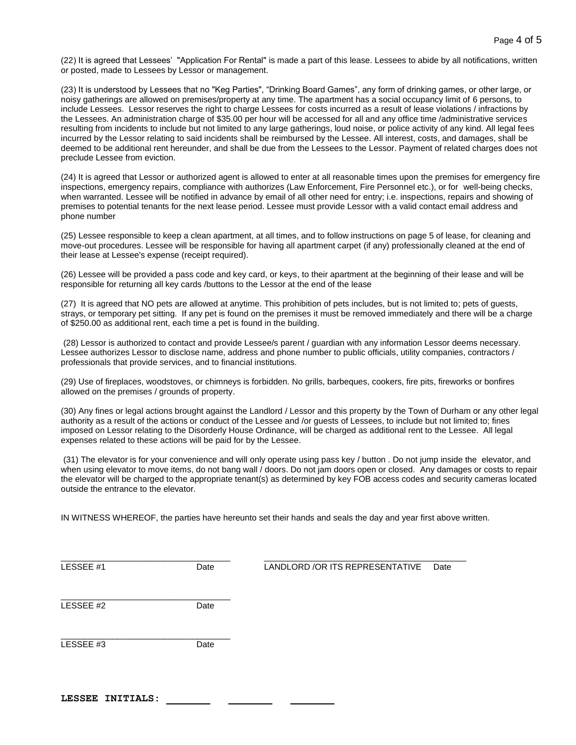(22) It is agreed that Lessees' "Application For Rental" is made a part of this lease. Lessees to abide by all notifications, written or posted, made to Lessees by Lessor or management.

(23) It is understood by Lessees that no "Keg Parties", "Drinking Board Games", any form of drinking games, or other large, or noisy gatherings are allowed on premises/property at any time. The apartment has a social occupancy limit of 6 persons, to include Lessees. Lessor reserves the right to charge Lessees for costs incurred as a result of lease violations / infractions by the Lessees. An administration charge of $35.00 per hour will be accessed for all and any office time /administrative services resulting from incidents to include but not limited to any large gatherings, loud noise, or police activity of any kind. All legal fees incurred by the Lessor relating to said incidents shall be reimbursed by the Lessee. All interest, costs, and damages, shall be deemed to be additional rent hereunder, and shall be due from the Lessees to the Lessor. Payment of related charges does not preclude Lessee from eviction.

(24) It is agreed that Lessor or authorized agent is allowed to enter at all reasonable times upon the premises for emergency fire inspections, emergency repairs, compliance with authorizes (Law Enforcement, Fire Personnel etc.), or for well-being checks, when warranted. Lessee will be notified in advance by email of all other need for entry; i.e. inspections, repairs and showing of premises to potential tenants for the next lease period. Lessee must provide Lessor with a valid contact email address and phone number

(25) Lessee responsible to keep a clean apartment, at all times, and to follow instructions on page 5 of lease, for cleaning and move-out procedures. Lessee will be responsible for having all apartment carpet (if any) professionally cleaned at the end of their lease at Lessee's expense (receipt required).

(26) Lessee will be provided a pass code and key card, or keys, to their apartment at the beginning of their lease and will be responsible for returning all key cards /buttons to the Lessor at the end of the lease

(27) It is agreed that NO pets are allowed at anytime. This prohibition of pets includes, but is not limited to; pets of guests, strays, or temporary pet sitting. If any pet is found on the premises it must be removed immediately and there will be a charge of $250.00 as additional rent, each time a pet is found in the building.

(28) Lessor is authorized to contact and provide Lessee/s parent / guardian with any information Lessor deems necessary. Lessee authorizes Lessor to disclose name, address and phone number to public officials, utility companies, contractors / professionals that provide services, and to financial institutions.

(29) Use of fireplaces, woodstoves, or chimneys is forbidden. No grills, barbeques, cookers, fire pits, fireworks or bonfires allowed on the premises / grounds of property.

(30) Any fines or legal actions brought against the Landlord / Lessor and this property by the Town of Durham or any other legal authority as a result of the actions or conduct of the Lessee and /or guests of Lessees, to include but not limited to; fines imposed on Lessor relating to the Disorderly House Ordinance, will be charged as additional rent to the Lessee. All legal expenses related to these actions will be paid for by the Lessee.

(31) The elevator is for your convenience and will only operate using pass key / button . Do not jump inside the elevator, and when using elevator to move items, do not bang wall / doors. Do not jam doors open or closed. Any damages or costs to repair the elevator will be charged to the appropriate tenant(s) as determined by key FOB access codes and security cameras located outside the entrance to the elevator.

IN WITNESS WHEREOF, the parties have hereunto set their hands and seals the day and year first above written.

\_\_\_\_\_\_\_\_\_\_\_\_\_\_\_\_\_\_\_\_\_\_\_\_\_\_\_\_\_\_\_\_\_\_\_\_
LESSEE #1 Date

\_\_\_\_\_\_\_\_\_\_\_\_\_\_\_\_\_\_\_\_\_\_\_\_\_\_\_\_\_\_\_\_\_\_\_\_\_\_\_\_\_\_
LANDLORD /OR ITS REPRESENTATIVE Date

\_\_\_\_\_\_\_\_\_\_\_\_\_\_\_\_\_\_\_\_\_\_\_\_\_\_\_\_\_\_\_\_\_\_\_\_
LESSEE #2 Date

\_\_\_\_\_\_\_\_\_\_\_\_\_\_\_\_\_\_\_\_\_\_\_\_\_\_\_\_\_\_\_\_\_\_\_\_
LESSEE #3 Date

**LESSEE INITIALS: \_\_\_\_\_\_\_ \_\_\_\_\_\_\_ \_\_\_\_\_\_\_**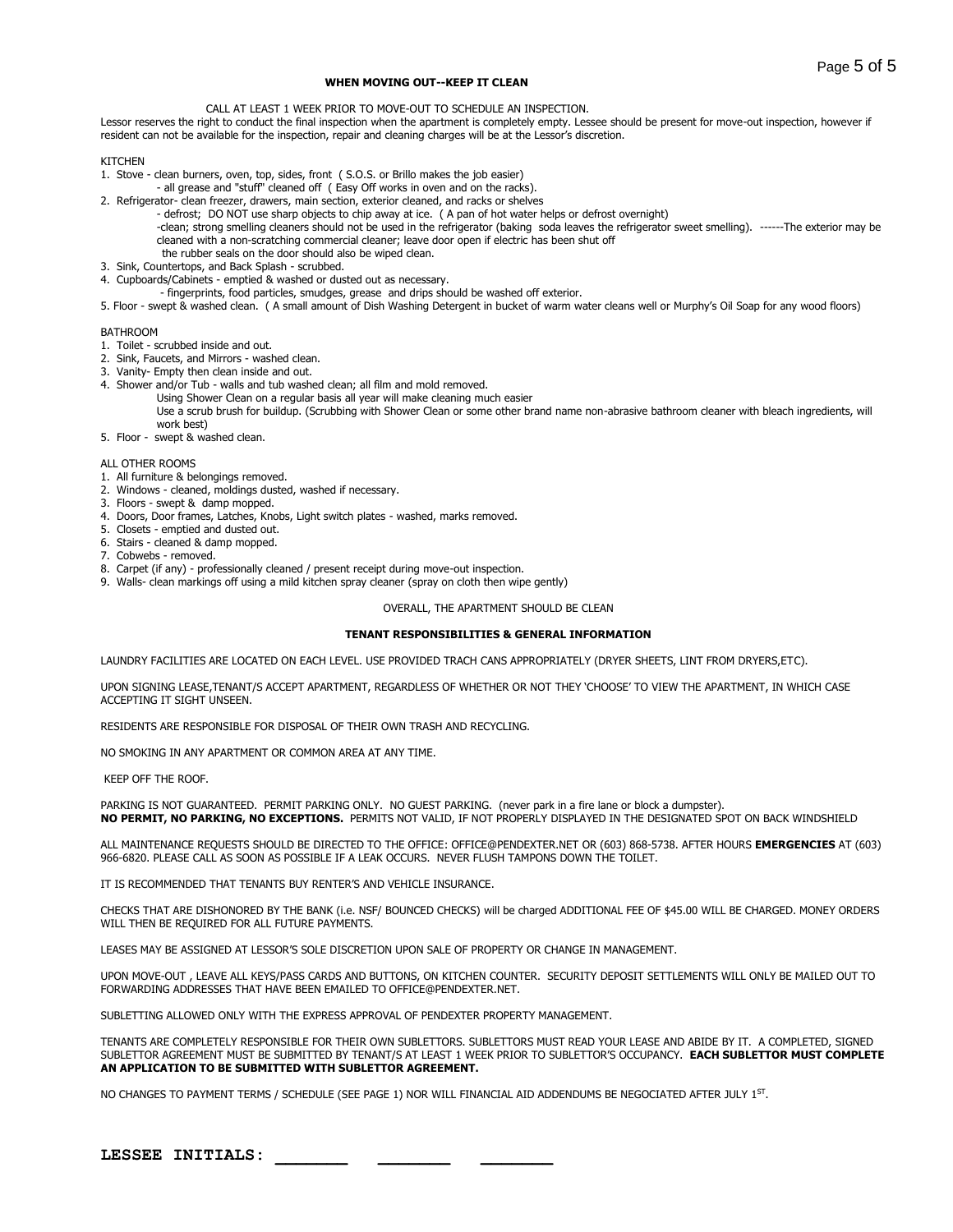## WHEN MOVING OUT--KEEP IT CLEAN

CALL AT LEAST 1 WEEK PRIOR TO MOVE-OUT TO SCHEDULE AN INSPECTION.

Lessor reserves the right to conduct the final inspection when the apartment is completely empty. Lessee should be present for move-out inspection, however if resident can not be available for the inspection, repair and cleaning charges will be at the Lessor's discretion.

KITCHEN

1. Stove - clean burners, oven, top, sides, front ( S.O.S. or Brillo makes the job easier)
   - all grease and "stuff" cleaned off ( Easy Off works in oven and on the racks).
2. Refrigerator- clean freezer, drawers, main section, exterior cleaned, and racks or shelves
   - defrost; DO NOT use sharp objects to chip away at ice. ( A pan of hot water helps or defrost overnight)
   - clean; strong smelling cleaners should not be used in the refrigerator (baking soda leaves the refrigerator sweet smelling). ------The exterior may be cleaned with a non-scratching commercial cleaner; leave door open if electric has been shut off
   - the rubber seals on the door should also be wiped clean.
3. Sink, Countertops, and Back Splash - scrubbed.
4. Cupboards/Cabinets - emptied & washed or dusted out as necessary.
   - fingerprints, food particles, smudges, grease and drips should be washed off exterior.
5. Floor - swept & washed clean. ( A small amount of Dish Washing Detergent in bucket of warm water cleans well or Murphy's Oil Soap for any wood floors)

BATHROOM

1. Toilet - scrubbed inside and out.
2. Sink, Faucets, and Mirrors - washed clean.
3. Vanity- Empty then clean inside and out.
4. Shower and/or Tub - walls and tub washed clean; all film and mold removed.
   Using Shower Clean on a regular basis all year will make cleaning much easier
   Use a scrub brush for buildup. (Scrubbing with Shower Clean or some other brand name non-abrasive bathroom cleaner with bleach ingredients, will work best)
5. Floor - swept & washed clean.

ALL OTHER ROOMS

1. All furniture & belongings removed.
2. Windows - cleaned, moldings dusted, washed if necessary.
3. Floors - swept & damp mopped.
4. Doors, Door frames, Latches, Knobs, Light switch plates - washed, marks removed.
5. Closets - emptied and dusted out.
6. Stairs - cleaned & damp mopped.
7. Cobwebs - removed.
8. Carpet (if any) - professionally cleaned / present receipt during move-out inspection.
9. Walls- clean markings off using a mild kitchen spray cleaner (spray on cloth then wipe gently)

OVERALL, THE APARTMENT SHOULD BE CLEAN

## TENANT RESPONSIBILITIES & GENERAL INFORMATION

LAUNDRY FACILITIES ARE LOCATED ON EACH LEVEL. USE PROVIDED TRACH CANS APPROPRIATELY (DRYER SHEETS, LINT FROM DRYERS,ETC).

UPON SIGNING LEASE,TENANT/S ACCEPT APARTMENT, REGARDLESS OF WHETHER OR NOT THEY 'CHOOSE' TO VIEW THE APARTMENT, IN WHICH CASE ACCEPTING IT SIGHT UNSEEN.

RESIDENTS ARE RESPONSIBLE FOR DISPOSAL OF THEIR OWN TRASH AND RECYCLING.

NO SMOKING IN ANY APARTMENT OR COMMON AREA AT ANY TIME.

KEEP OFF THE ROOF.

PARKING IS NOT GUARANTEED. PERMIT PARKING ONLY. NO GUEST PARKING. (never park in a fire lane or block a dumpster).
**NO PERMIT, NO PARKING, NO EXCEPTIONS.** PERMITS NOT VALID, IF NOT PROPERLY DISPLAYED IN THE DESIGNATED SPOT ON BACK WINDSHIELD

ALL MAINTENANCE REQUESTS SHOULD BE DIRECTED TO THE OFFICE: OFFICE@PENDEXTER.NET OR (603) 868-5738. AFTER HOURS **EMERGENCIES** AT (603) 966-6820. PLEASE CALL AS SOON AS POSSIBLE IF A LEAK OCCURS. NEVER FLUSH TAMPONS DOWN THE TOILET.

IT IS RECOMMENDED THAT TENANTS BUY RENTER'S AND VEHICLE INSURANCE.

CHECKS THAT ARE DISHONORED BY THE BANK (i.e. NSF/ BOUNCED CHECKS) will be charged ADDITIONAL FEE OF $45.00 WILL BE CHARGED. MONEY ORDERS WILL THEN BE REQUIRED FOR ALL FUTURE PAYMENTS.

LEASES MAY BE ASSIGNED AT LESSOR'S SOLE DISCRETION UPON SALE OF PROPERTY OR CHANGE IN MANAGEMENT.

UPON MOVE-OUT , LEAVE ALL KEYS/PASS CARDS AND BUTTONS, ON KITCHEN COUNTER. SECURITY DEPOSIT SETTLEMENTS WILL ONLY BE MAILED OUT TO FORWARDING ADDRESSES THAT HAVE BEEN EMAILED TO OFFICE@PENDEXTER.NET.

SUBLETTING ALLOWED ONLY WITH THE EXPRESS APPROVAL OF PENDEXTER PROPERTY MANAGEMENT.

TENANTS ARE COMPLETELY RESPONSIBLE FOR THEIR OWN SUBLETTORS. SUBLETTORS MUST READ YOUR LEASE AND ABIDE BY IT. A COMPLETED, SIGNED SUBLETTOR AGREEMENT MUST BE SUBMITTED BY TENANT/S AT LEAST 1 WEEK PRIOR TO SUBLETTOR'S OCCUPANCY. **EACH SUBLETTOR MUST COMPLETE AN APPLICATION TO BE SUBMITTED WITH SUBLETTOR AGREEMENT.**

NO CHANGES TO PAYMENT TERMS / SCHEDULE (SEE PAGE 1) NOR WILL FINANCIAL AID ADDENDUMS BE NEGOCIATED AFTER JULY 1ST.

**LESSEE INITIALS: \_\_\_\_\_\_\_ \_\_\_\_\_\_\_ \_\_\_\_\_\_\_**